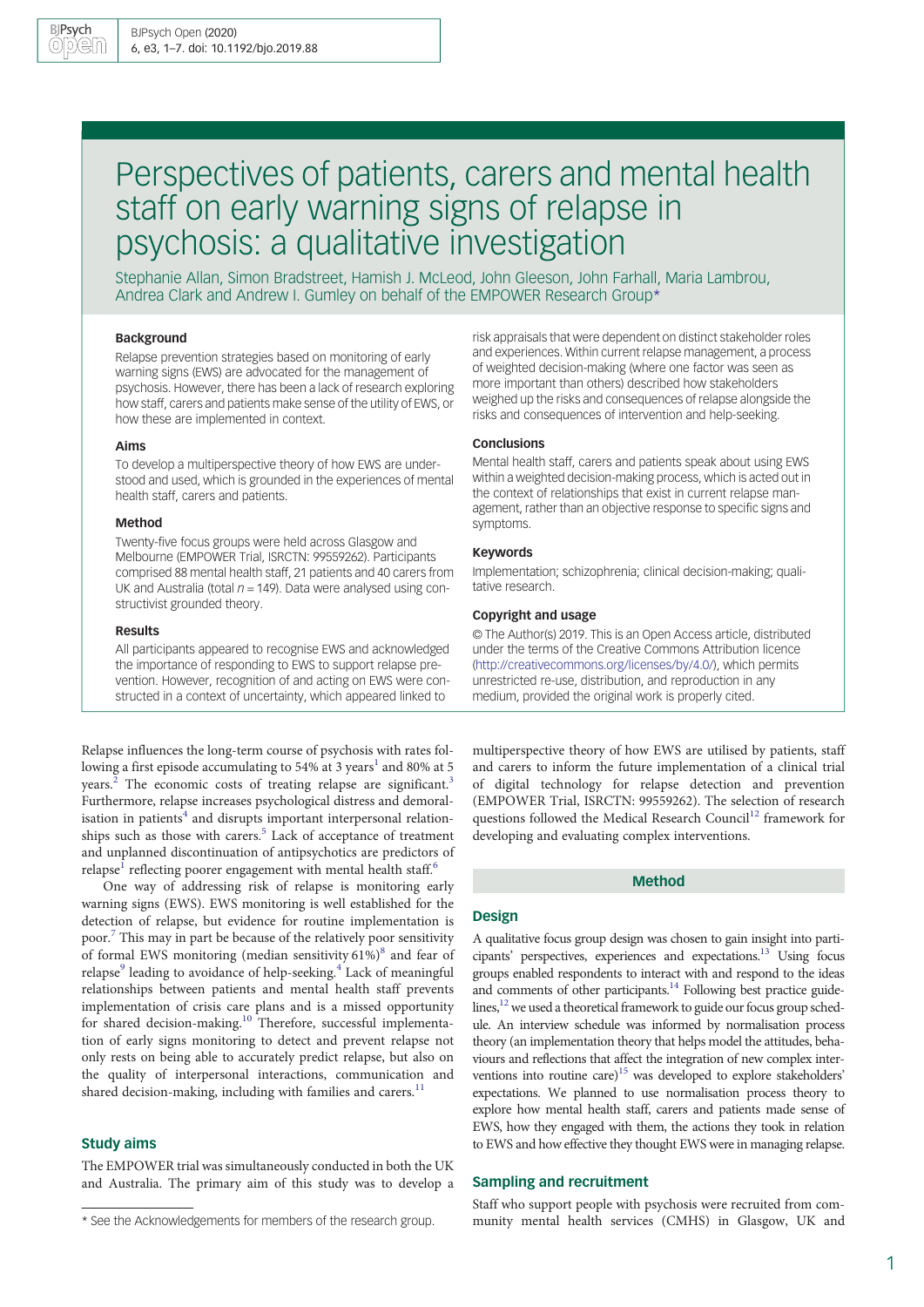# Perspectives of patients, carers and mental health staff on early warning signs of relapse in psychosis: a qualitative investigation

Stephanie Allan, Simon Bradstreet, Hamish J. McLeod, John Gleeson, John Farhall, Maria Lambrou, Andrea Clark and Andrew I. Gumley on behalf of the EMPOWER Research Group*

### Background

Relapse prevention strategies based on monitoring of early warning signs (EWS) are advocated for the management of psychosis. However, there has been a lack of research exploring how staff, carers and patients make sense of the utility of EWS, or how these are implemented in context.

### Aims

To develop a multiperspective theory of how EWS are understood and used, which is grounded in the experiences of mental health staff, carers and patients.

### Method

Twenty-five focus groups were held across Glasgow and Melbourne (EMPOWER Trial, ISRCTN: 99559262). Participants comprised 88 mental health staff, 21 patients and 40 carers from UK and Australia (total *n* = 149). Data were analysed using constructivist grounded theory.

### Results

All participants appeared to recognise EWS and acknowledged the importance of responding to EWS to support relapse prevention. However, recognition of and acting on EWS were constructed in a context of uncertainty, which appeared linked to risk appraisals that were dependent on distinct stakeholder roles and experiences. Within current relapse management, a process of weighted decision-making (where one factor was seen as more important than others) described how stakeholders weighed up the risks and consequences of relapse alongside the risks and consequences of intervention and help-seeking.

### Conclusions

Mental health staff, carers and patients speak about using EWS within a weighted decision-making process, which is acted out in the context of relationships that exist in current relapse management, rather than an objective response to specific signs and symptoms.

### Keywords

Implementation; schizophrenia; clinical decision-making; qualitative research.

### Copyright and usage

© The Author(s) 2019. This is an Open Access article, distributed under the terms of the Creative Commons Attribution licence (http://creativecommons.org/licenses/by/4.0/), which permits unrestricted re-use, distribution, and reproduction in any medium, provided the original work is properly cited.

Relapse influences the long-term course of psychosis with rates following a first episode accumulating to 54% at 3 years[1] and 80% at 5 years.[2] The economic costs of treating relapse are significant.[3] Furthermore, relapse increases psychological distress and demoralisation in patients[4] and disrupts important interpersonal relationships such as those with carers.[5] Lack of acceptance of treatment and unplanned discontinuation of antipsychotics are predictors of relapse[1] reflecting poorer engagement with mental health staff.[6]

One way of addressing risk of relapse is monitoring early warning signs (EWS). EWS monitoring is well established for the detection of relapse, but evidence for routine implementation is poor.[7] This may in part be because of the relatively poor sensitivity of formal EWS monitoring (median sensitivity 61%)[8] and fear of relapse[9] leading to avoidance of help-seeking.[4] Lack of meaningful relationships between patients and mental health staff prevents implementation of crisis care plans and is a missed opportunity for shared decision-making.[10] Therefore, successful implementation of early signs monitoring to detect and prevent relapse not only rests on being able to accurately predict relapse, but also on the quality of interpersonal interactions, communication and shared decision-making, including with families and carers.[11]

## Study aims

The EMPOWER trial was simultaneously conducted in both the UK and Australia. The primary aim of this study was to develop a multiperspective theory of how EWS are utilised by patients, staff and carers to inform the future implementation of a clinical trial of digital technology for relapse detection and prevention (EMPOWER Trial, ISRCTN: 99559262). The selection of research questions followed the Medical Research Council[12] framework for developing and evaluating complex interventions.

## Method

### Design

A qualitative focus group design was chosen to gain insight into participants' perspectives, experiences and expectations.[13] Using focus groups enabled respondents to interact with and respond to the ideas and comments of other participants.[14] Following best practice guidelines,[12] we used a theoretical framework to guide our focus group schedule. An interview schedule was informed by normalisation process theory (an implementation theory that helps model the attitudes, behaviours and reflections that affect the integration of new complex interventions into routine care)[15] was developed to explore stakeholders' expectations. We planned to use normalisation process theory to explore how mental health staff, carers and patients made sense of EWS, how they engaged with them, the actions they took in relation to EWS and how effective they thought EWS were in managing relapse.

### Sampling and recruitment

Staff who support people with psychosis were recruited from community mental health services (CMHS) in Glasgow, UK and

\* See the Acknowledgements for members of the research group.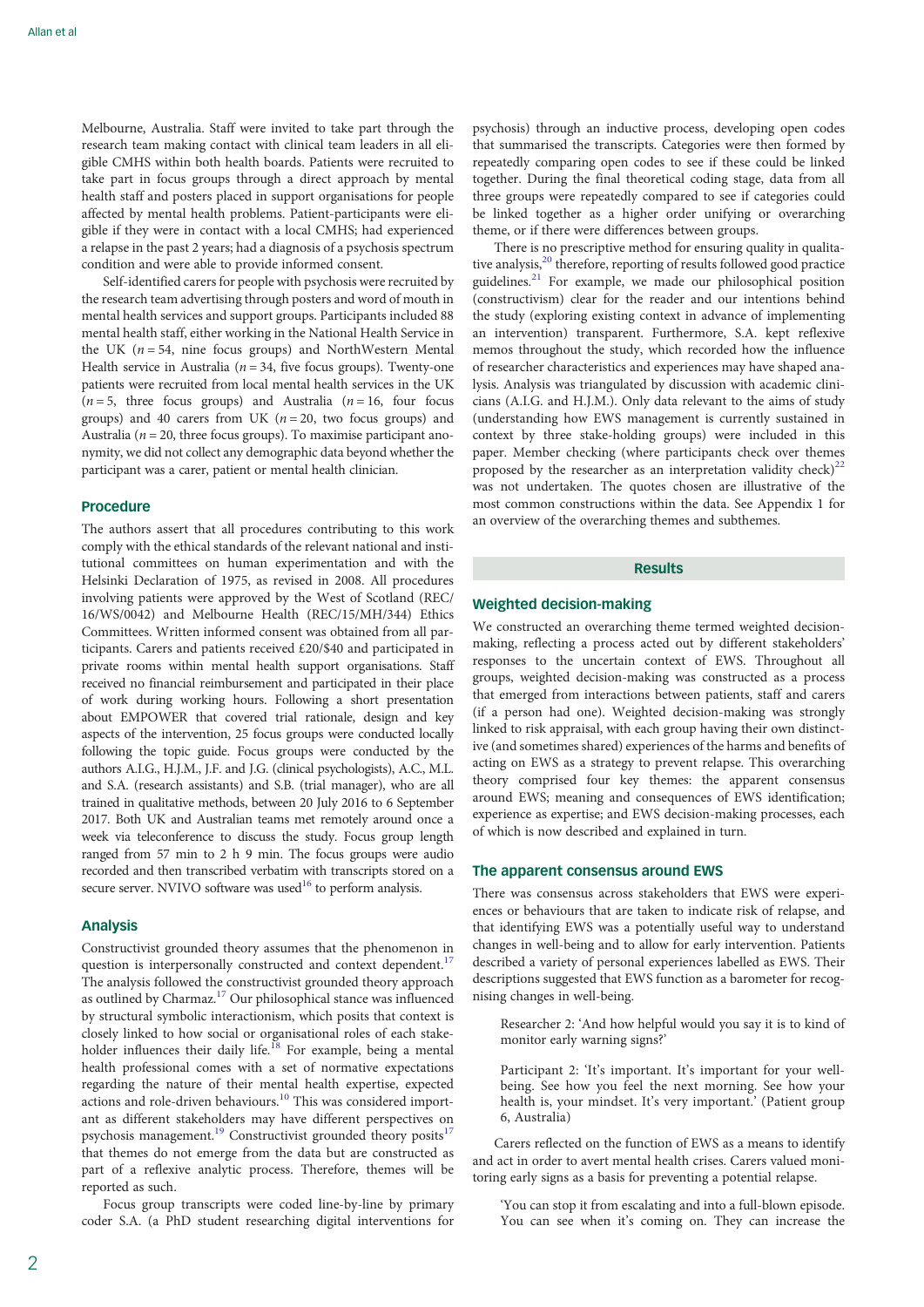Melbourne, Australia. Staff were invited to take part through the research team making contact with clinical team leaders in all eligible CMHS within both health boards. Patients were recruited to take part in focus groups through a direct approach by mental health staff and posters placed in support organisations for people affected by mental health problems. Patient-participants were eligible if they were in contact with a local CMHS; had experienced a relapse in the past 2 years; had a diagnosis of a psychosis spectrum condition and were able to provide informed consent.

Self-identified carers for people with psychosis were recruited by the research team advertising through posters and word of mouth in mental health services and support groups. Participants included 88 mental health staff, either working in the National Health Service in the UK ($n = 54$, nine focus groups) and NorthWestern Mental Health service in Australia ($n = 34$, five focus groups). Twenty-one patients were recruited from local mental health services in the UK ($n = 5$, three focus groups) and Australia ($n = 16$, four focus groups) and 40 carers from UK ($n = 20$, two focus groups) and Australia ($n = 20$, three focus groups). To maximise participant anonymity, we did not collect any demographic data beyond whether the participant was a carer, patient or mental health clinician.

## Procedure

The authors assert that all procedures contributing to this work comply with the ethical standards of the relevant national and institutional committees on human experimentation and with the Helsinki Declaration of 1975, as revised in 2008. All procedures involving patients were approved by the West of Scotland (REC/16/WS/0042) and Melbourne Health (REC/15/MH/344) Ethics Committees. Written informed consent was obtained from all participants. Carers and patients received £20/$40 and participated in private rooms within mental health support organisations. Staff received no financial reimbursement and participated in their place of work during working hours. Following a short presentation about EMPOWER that covered trial rationale, design and key aspects of the intervention, 25 focus groups were conducted locally following the topic guide. Focus groups were conducted by the authors A.I.G., H.J.M., J.F. and J.G. (clinical psychologists), A.C., M.L. and S.A. (research assistants) and S.B. (trial manager), who are all trained in qualitative methods, between 20 July 2016 to 6 September 2017. Both UK and Australian teams met remotely around once a week via teleconference to discuss the study. Focus group length ranged from 57 min to 2 h 9 min. The focus groups were audio recorded and then transcribed verbatim with transcripts stored on a secure server. NVIVO software was used[16] to perform analysis.

## Analysis

Constructivist grounded theory assumes that the phenomenon in question is interpersonally constructed and context dependent.[17] The analysis followed the constructivist grounded theory approach as outlined by Charmaz.[17] Our philosophical stance was influenced by structural symbolic interactionism, which posits that context is closely linked to how social or organisational roles of each stakeholder influences their daily life.[18] For example, being a mental health professional comes with a set of normative expectations regarding the nature of their mental health expertise, expected actions and role-driven behaviours.[10] This was considered important as different stakeholders may have different perspectives on psychosis management.[19] Constructivist grounded theory posits[17] that themes do not emerge from the data but are constructed as part of a reflexive analytic process. Therefore, themes will be reported as such.

Focus group transcripts were coded line-by-line by primary coder S.A. (a PhD student researching digital interventions for psychosis) through an inductive process, developing open codes that summarised the transcripts. Categories were then formed by repeatedly comparing open codes to see if these could be linked together. During the final theoretical coding stage, data from all three groups were repeatedly compared to see if categories could be linked together as a higher order unifying or overarching theme, or if there were differences between groups.

There is no prescriptive method for ensuring quality in qualitative analysis,[20] therefore, reporting of results followed good practice guidelines.[21] For example, we made our philosophical position (constructivism) clear for the reader and our intentions behind the study (exploring existing context in advance of implementing an intervention) transparent. Furthermore, S.A. kept reflexive memos throughout the study, which recorded how the influence of researcher characteristics and experiences may have shaped analysis. Analysis was triangulated by discussion with academic clinicians (A.I.G. and H.J.M.). Only data relevant to the aims of study (understanding how EWS management is currently sustained in context by three stake-holding groups) were included in this paper. Member checking (where participants check over themes proposed by the researcher as an interpretation validity check)[22] was not undertaken. The quotes chosen are illustrative of the most common constructions within the data. See Appendix 1 for an overview of the overarching themes and subthemes.

# Results

## Weighted decision-making

We constructed an overarching theme termed weighted decision-making, reflecting a process acted out by different stakeholders' responses to the uncertain context of EWS. Throughout all groups, weighted decision-making was constructed as a process that emerged from interactions between patients, staff and carers (if a person had one). Weighted decision-making was strongly linked to risk appraisal, with each group having their own distinctive (and sometimes shared) experiences of the harms and benefits of acting on EWS as a strategy to prevent relapse. This overarching theory comprised four key themes: the apparent consensus around EWS; meaning and consequences of EWS identification; experience as expertise; and EWS decision-making processes, each of which is now described and explained in turn.

## The apparent consensus around EWS

There was consensus across stakeholders that EWS were experiences or behaviours that are taken to indicate risk of relapse, and that identifying EWS was a potentially useful way to understand changes in well-being and to allow for early intervention. Patients described a variety of personal experiences labelled as EWS. Their descriptions suggested that EWS function as a barometer for recognising changes in well-being.

> Researcher 2: 'And how helpful would you say it is to kind of monitor early warning signs?'
>
> Participant 2: 'It's important. It's important for your well-being. See how you feel the next morning. See how your health is, your mindset. It's very important.' (Patient group 6, Australia)

Carers reflected on the function of EWS as a means to identify and act in order to avert mental health crises. Carers valued monitoring early signs as a basis for preventing a potential relapse.

> 'You can stop it from escalating and into a full-blown episode. You can see when it's coming on. They can increase the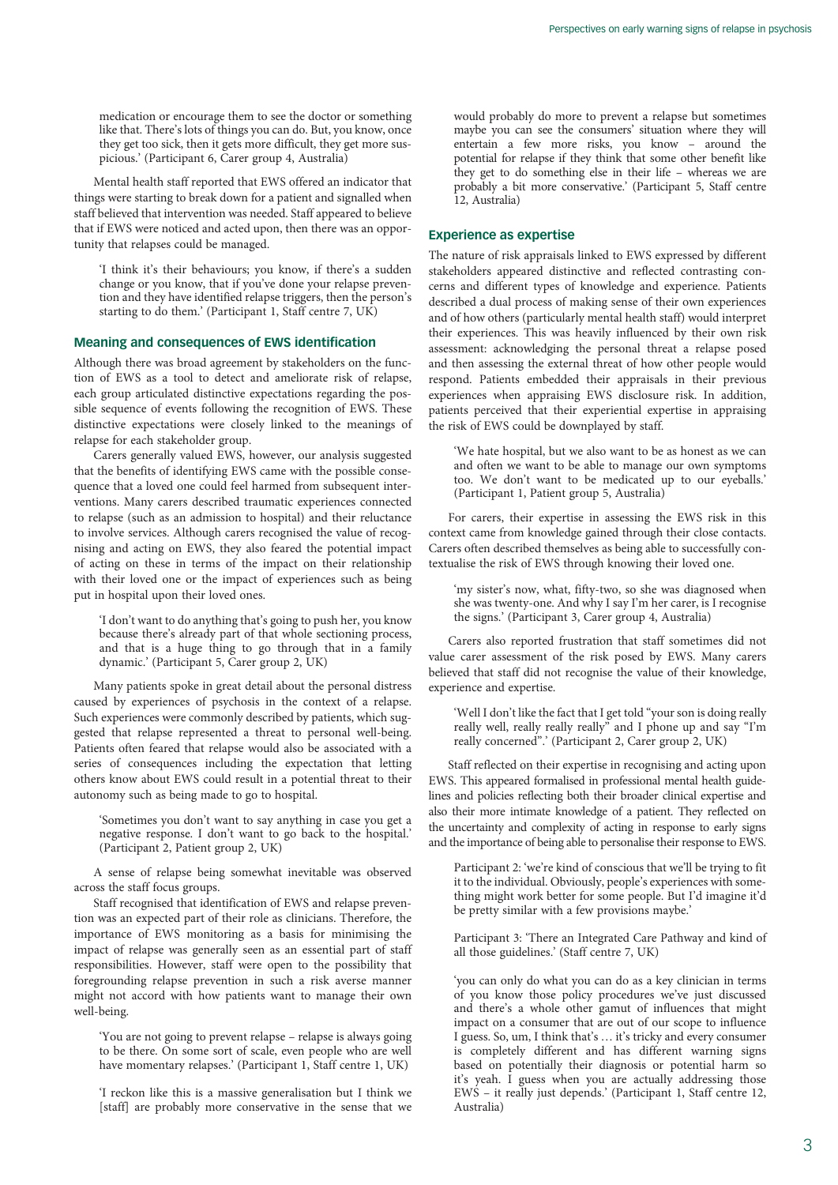medication or encourage them to see the doctor or something like that. There's lots of things you can do. But, you know, once they get too sick, then it gets more difficult, they get more suspicious.' (Participant 6, Carer group 4, Australia)

Mental health staff reported that EWS offered an indicator that things were starting to break down for a patient and signalled when staff believed that intervention was needed. Staff appeared to believe that if EWS were noticed and acted upon, then there was an opportunity that relapses could be managed.

> 'I think it's their behaviours; you know, if there's a sudden change or you know, that if you've done your relapse prevention and they have identified relapse triggers, then the person's starting to do them.' (Participant 1, Staff centre 7, UK)

## Meaning and consequences of EWS identification

Although there was broad agreement by stakeholders on the function of EWS as a tool to detect and ameliorate risk of relapse, each group articulated distinctive expectations regarding the possible sequence of events following the recognition of EWS. These distinctive expectations were closely linked to the meanings of relapse for each stakeholder group.

Carers generally valued EWS, however, our analysis suggested that the benefits of identifying EWS came with the possible consequence that a loved one could feel harmed from subsequent interventions. Many carers described traumatic experiences connected to relapse (such as an admission to hospital) and their reluctance to involve services. Although carers recognised the value of recognising and acting on EWS, they also feared the potential impact of acting on these in terms of the impact on their relationship with their loved one or the impact of experiences such as being put in hospital upon their loved ones.

> 'I don't want to do anything that's going to push her, you know because there's already part of that whole sectioning process, and that is a huge thing to go through that in a family dynamic.' (Participant 5, Carer group 2, UK)

Many patients spoke in great detail about the personal distress caused by experiences of psychosis in the context of a relapse. Such experiences were commonly described by patients, which suggested that relapse represented a threat to personal well-being. Patients often feared that relapse would also be associated with a series of consequences including the expectation that letting others know about EWS could result in a potential threat to their autonomy such as being made to go to hospital.

> 'Sometimes you don't want to say anything in case you get a negative response. I don't want to go back to the hospital.' (Participant 2, Patient group 2, UK)

A sense of relapse being somewhat inevitable was observed across the staff focus groups.

Staff recognised that identification of EWS and relapse prevention was an expected part of their role as clinicians. Therefore, the importance of EWS monitoring as a basis for minimising the impact of relapse was generally seen as an essential part of staff responsibilities. However, staff were open to the possibility that foregrounding relapse prevention in such a risk averse manner might not accord with how patients want to manage their own well-being.

> 'You are not going to prevent relapse – relapse is always going to be there. On some sort of scale, even people who are well have momentary relapses.' (Participant 1, Staff centre 1, UK)

> 'I reckon like this is a massive generalisation but I think we [staff] are probably more conservative in the sense that we would probably do more to prevent a relapse but sometimes maybe you can see the consumers' situation where they will entertain a few more risks, you know – around the potential for relapse if they think that some other benefit like they get to do something else in their life – whereas we are probably a bit more conservative.' (Participant 5, Staff centre 12, Australia)

## Experience as expertise

The nature of risk appraisals linked to EWS expressed by different stakeholders appeared distinctive and reflected contrasting concerns and different types of knowledge and experience. Patients described a dual process of making sense of their own experiences and of how others (particularly mental health staff) would interpret their experiences. This was heavily influenced by their own risk assessment: acknowledging the personal threat a relapse posed and then assessing the external threat of how other people would respond. Patients embedded their appraisals in their previous experiences when appraising EWS disclosure risk. In addition, patients perceived that their experiential expertise in appraising the risk of EWS could be downplayed by staff.

> 'We hate hospital, but we also want to be as honest as we can and often we want to be able to manage our own symptoms too. We don't want to be medicated up to our eyeballs.' (Participant 1, Patient group 5, Australia)

For carers, their expertise in assessing the EWS risk in this context came from knowledge gained through their close contacts. Carers often described themselves as being able to successfully contextualise the risk of EWS through knowing their loved one.

> 'my sister's now, what, fifty-two, so she was diagnosed when she was twenty-one. And why I say I'm her carer, is I recognise the signs.' (Participant 3, Carer group 4, Australia)

Carers also reported frustration that staff sometimes did not value carer assessment of the risk posed by EWS. Many carers believed that staff did not recognise the value of their knowledge, experience and expertise.

> 'Well I don't like the fact that I get told "your son is doing really really well, really really really" and I phone up and say "I'm really concerned".' (Participant 2, Carer group 2, UK)

Staff reflected on their expertise in recognising and acting upon EWS. This appeared formalised in professional mental health guidelines and policies reflecting both their broader clinical expertise and also their more intimate knowledge of a patient. They reflected on the uncertainty and complexity of acting in response to early signs and the importance of being able to personalise their response to EWS.

> Participant 2: 'we're kind of conscious that we'll be trying to fit it to the individual. Obviously, people's experiences with something might work better for some people. But I'd imagine it'd be pretty similar with a few provisions maybe.'
>
> Participant 3: 'There an Integrated Care Pathway and kind of all those guidelines.' (Staff centre 7, UK)

> 'you can only do what you can do as a key clinician in terms of you know those policy procedures we've just discussed and there's a whole other gamut of influences that might impact on a consumer that are out of our scope to influence I guess. So, um, I think that's … it's tricky and every consumer is completely different and has different warning signs based on potentially their diagnosis or potential harm so it's yeah. I guess when you are actually addressing those EWS – it really just depends.' (Participant 1, Staff centre 12, Australia)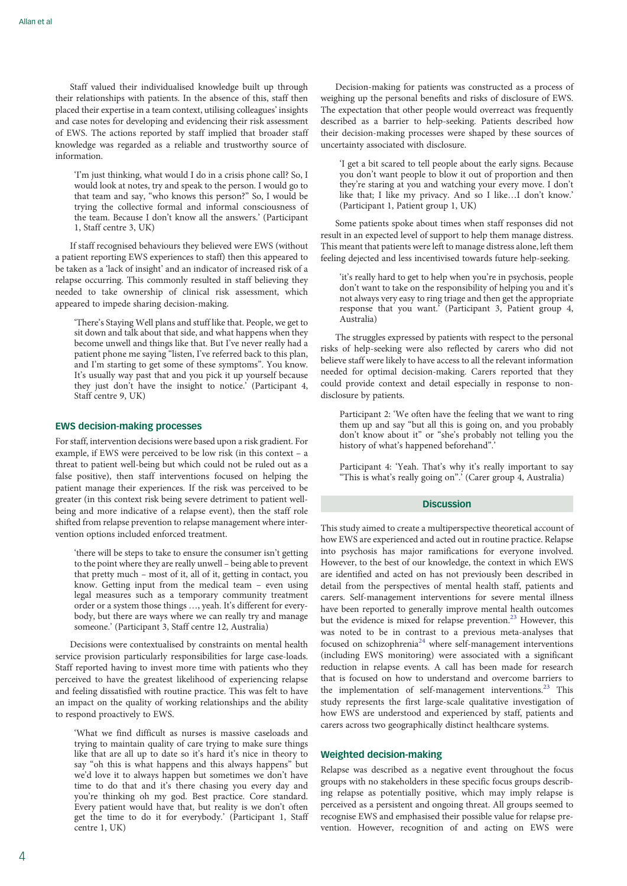Staff valued their individualised knowledge built up through their relationships with patients. In the absence of this, staff then placed their expertise in a team context, utilising colleagues' insights and case notes for developing and evidencing their risk assessment of EWS. The actions reported by staff implied that broader staff knowledge was regarded as a reliable and trustworthy source of information.

> 'I'm just thinking, what would I do in a crisis phone call? So, I would look at notes, try and speak to the person. I would go to that team and say, "who knows this person?" So, I would be trying the collective formal and informal consciousness of the team. Because I don't know all the answers.' (Participant 1, Staff centre 3, UK)

If staff recognised behaviours they believed were EWS (without a patient reporting EWS experiences to staff) then this appeared to be taken as a 'lack of insight' and an indicator of increased risk of a relapse occurring. This commonly resulted in staff believing they needed to take ownership of clinical risk assessment, which appeared to impede sharing decision-making.

> 'There's Staying Well plans and stuff like that. People, we get to sit down and talk about that side, and what happens when they become unwell and things like that. But I've never really had a patient phone me saying "listen, I've referred back to this plan, and I'm starting to get some of these symptoms". You know. It's usually way past that and you pick it up yourself because they just don't have the insight to notice.' (Participant 4, Staff centre 9, UK)

### EWS decision-making processes

For staff, intervention decisions were based upon a risk gradient. For example, if EWS were perceived to be low risk (in this context – a threat to patient well-being but which could not be ruled out as a false positive), then staff interventions focused on helping the patient manage their experiences. If the risk was perceived to be greater (in this context risk being severe detriment to patient well-being and more indicative of a relapse event), then the staff role shifted from relapse prevention to relapse management where intervention options included enforced treatment.

> 'there will be steps to take to ensure the consumer isn't getting to the point where they are really unwell – being able to prevent that pretty much – most of it, all of it, getting in contact, you know. Getting input from the medical team – even using legal measures such as a temporary community treatment order or a system those things …, yeah. It's different for everybody, but there are ways where we can really try and manage someone.' (Participant 3, Staff centre 12, Australia)

Decisions were contextualised by constraints on mental health service provision particularly responsibilities for large case-loads. Staff reported having to invest more time with patients who they perceived to have the greatest likelihood of experiencing relapse and feeling dissatisfied with routine practice. This was felt to have an impact on the quality of working relationships and the ability to respond proactively to EWS.

> 'What we find difficult as nurses is massive caseloads and trying to maintain quality of care trying to make sure things like that are all up to date so it's hard it's nice in theory to say "oh this is what happens and this always happens" but we'd love it to always happen but sometimes we don't have time to do that and it's there chasing you every day and you're thinking oh my god. Best practice. Core standard. Every patient would have that, but reality is we don't often get the time to do it for everybody.' (Participant 1, Staff centre 1, UK)

Decision-making for patients was constructed as a process of weighing up the personal benefits and risks of disclosure of EWS. The expectation that other people would overreact was frequently described as a barrier to help-seeking. Patients described how their decision-making processes were shaped by these sources of uncertainty associated with disclosure.

> 'I get a bit scared to tell people about the early signs. Because you don't want people to blow it out of proportion and then they're staring at you and watching your every move. I don't like that; I like my privacy. And so I like…I don't know.' (Participant 1, Patient group 1, UK)

Some patients spoke about times when staff responses did not result in an expected level of support to help them manage distress. This meant that patients were left to manage distress alone, left them feeling dejected and less incentivised towards future help-seeking.

> 'it's really hard to get to help when you're in psychosis, people don't want to take on the responsibility of helping you and it's not always very easy to ring triage and then get the appropriate response that you want.' (Participant 3, Patient group 4, Australia)

The struggles expressed by patients with respect to the personal risks of help-seeking were also reflected by carers who did not believe staff were likely to have access to all the relevant information needed for optimal decision-making. Carers reported that they could provide context and detail especially in response to non-disclosure by patients.

> Participant 2: 'We often have the feeling that we want to ring them up and say "but all this is going on, and you probably don't know about it" or "she's probably not telling you the history of what's happened beforehand".'
>
> Participant 4: 'Yeah. That's why it's really important to say "This is what's really going on".' (Carer group 4, Australia)

## Discussion

This study aimed to create a multiperspective theoretical account of how EWS are experienced and acted out in routine practice. Relapse into psychosis has major ramifications for everyone involved. However, to the best of our knowledge, the context in which EWS are identified and acted on has not previously been described in detail from the perspectives of mental health staff, patients and carers. Self-management interventions for severe mental illness have been reported to generally improve mental health outcomes but the evidence is mixed for relapse prevention.[23] However, this was noted to be in contrast to a previous meta-analyses that focused on schizophrenia[24] where self-management interventions (including EWS monitoring) were associated with a significant reduction in relapse events. A call has been made for research that is focused on how to understand and overcome barriers to the implementation of self-management interventions.[23] This study represents the first large-scale qualitative investigation of how EWS are understood and experienced by staff, patients and carers across two geographically distinct healthcare systems.

### Weighted decision-making

Relapse was described as a negative event throughout the focus groups with no stakeholders in these specific focus groups describing relapse as potentially positive, which may imply relapse is perceived as a persistent and ongoing threat. All groups seemed to recognise EWS and emphasised their possible value for relapse prevention. However, recognition of and acting on EWS were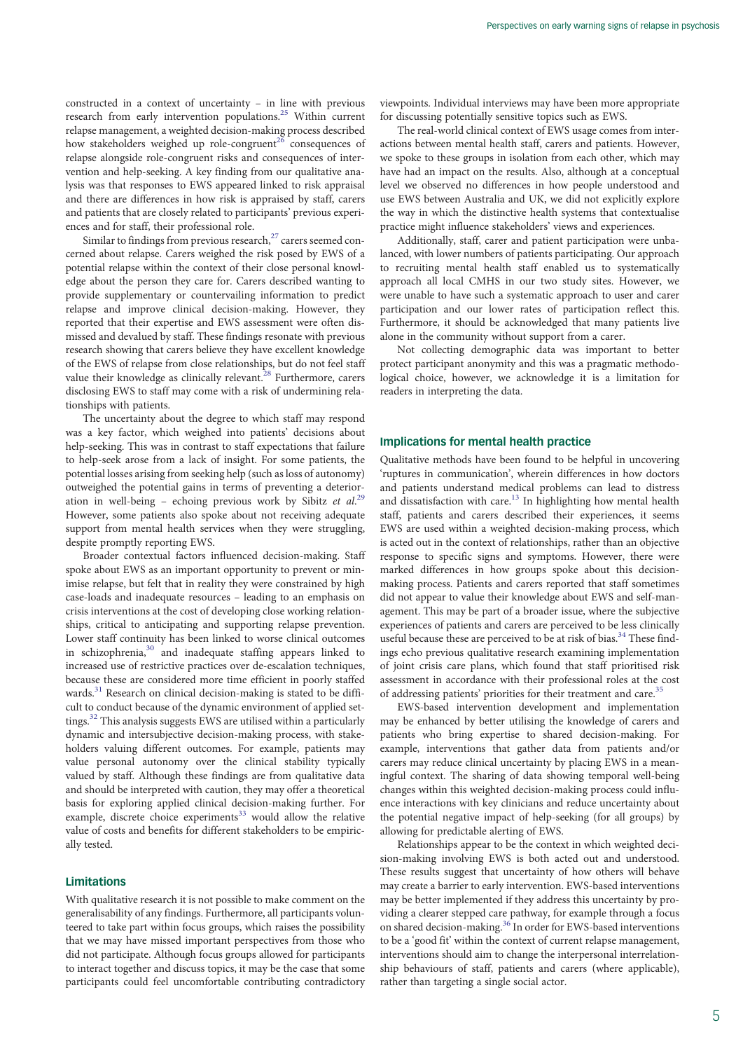constructed in a context of uncertainty – in line with previous research from early intervention populations.[25] Within current relapse management, a weighted decision-making process described how stakeholders weighed up role-congruent[26] consequences of relapse alongside role-congruent risks and consequences of intervention and help-seeking. A key finding from our qualitative analysis was that responses to EWS appeared linked to risk appraisal and there are differences in how risk is appraised by staff, carers and patients that are closely related to participants' previous experiences and for staff, their professional role.

Similar to findings from previous research,[27] carers seemed concerned about relapse. Carers weighed the risk posed by EWS of a potential relapse within the context of their close personal knowledge about the person they care for. Carers described wanting to provide supplementary or countervailing information to predict relapse and improve clinical decision-making. However, they reported that their expertise and EWS assessment were often dismissed and devalued by staff. These findings resonate with previous research showing that carers believe they have excellent knowledge of the EWS of relapse from close relationships, but do not feel staff value their knowledge as clinically relevant.[28] Furthermore, carers disclosing EWS to staff may come with a risk of undermining relationships with patients.

The uncertainty about the degree to which staff may respond was a key factor, which weighed into patients' decisions about help-seeking. This was in contrast to staff expectations that failure to help-seek arose from a lack of insight. For some patients, the potential losses arising from seeking help (such as loss of autonomy) outweighed the potential gains in terms of preventing a deterioration in well-being – echoing previous work by Sibitz *et al*.[29] However, some patients also spoke about not receiving adequate support from mental health services when they were struggling, despite promptly reporting EWS.

Broader contextual factors influenced decision-making. Staff spoke about EWS as an important opportunity to prevent or minimise relapse, but felt that in reality they were constrained by high case-loads and inadequate resources – leading to an emphasis on crisis interventions at the cost of developing close working relationships, critical to anticipating and supporting relapse prevention. Lower staff continuity has been linked to worse clinical outcomes in schizophrenia,[30] and inadequate staffing appears linked to increased use of restrictive practices over de-escalation techniques, because these are considered more time efficient in poorly staffed wards.[31] Research on clinical decision-making is stated to be difficult to conduct because of the dynamic environment of applied settings.[32] This analysis suggests EWS are utilised within a particularly dynamic and intersubjective decision-making process, with stakeholders valuing different outcomes. For example, patients may value personal autonomy over the clinical stability typically valued by staff. Although these findings are from qualitative data and should be interpreted with caution, they may offer a theoretical basis for exploring applied clinical decision-making further. For example, discrete choice experiments[33] would allow the relative value of costs and benefits for different stakeholders to be empirically tested.

## Limitations

With qualitative research it is not possible to make comment on the generalisability of any findings. Furthermore, all participants volunteered to take part within focus groups, which raises the possibility that we may have missed important perspectives from those who did not participate. Although focus groups allowed for participants to interact together and discuss topics, it may be the case that some participants could feel uncomfortable contributing contradictory viewpoints. Individual interviews may have been more appropriate for discussing potentially sensitive topics such as EWS.

The real-world clinical context of EWS usage comes from interactions between mental health staff, carers and patients. However, we spoke to these groups in isolation from each other, which may have had an impact on the results. Also, although at a conceptual level we observed no differences in how people understood and use EWS between Australia and UK, we did not explicitly explore the way in which the distinctive health systems that contextualise practice might influence stakeholders' views and experiences.

Additionally, staff, carer and patient participation were unbalanced, with lower numbers of patients participating. Our approach to recruiting mental health staff enabled us to systematically approach all local CMHS in our two study sites. However, we were unable to have such a systematic approach to user and carer participation and our lower rates of participation reflect this. Furthermore, it should be acknowledged that many patients live alone in the community without support from a carer.

Not collecting demographic data was important to better protect participant anonymity and this was a pragmatic methodological choice, however, we acknowledge it is a limitation for readers in interpreting the data.

## Implications for mental health practice

Qualitative methods have been found to be helpful in uncovering 'ruptures in communication', wherein differences in how doctors and patients understand medical problems can lead to distress and dissatisfaction with care.[13] In highlighting how mental health staff, patients and carers described their experiences, it seems EWS are used within a weighted decision-making process, which is acted out in the context of relationships, rather than an objective response to specific signs and symptoms. However, there were marked differences in how groups spoke about this decision-making process. Patients and carers reported that staff sometimes did not appear to value their knowledge about EWS and self-management. This may be part of a broader issue, where the subjective experiences of patients and carers are perceived to be less clinically useful because these are perceived to be at risk of bias.[34] These findings echo previous qualitative research examining implementation of joint crisis care plans, which found that staff prioritised risk assessment in accordance with their professional roles at the cost of addressing patients' priorities for their treatment and care.[35]

EWS-based intervention development and implementation may be enhanced by better utilising the knowledge of carers and patients who bring expertise to shared decision-making. For example, interventions that gather data from patients and/or carers may reduce clinical uncertainty by placing EWS in a meaningful context. The sharing of data showing temporal well-being changes within this weighted decision-making process could influence interactions with key clinicians and reduce uncertainty about the potential negative impact of help-seeking (for all groups) by allowing for predictable alerting of EWS.

Relationships appear to be the context in which weighted decision-making involving EWS is both acted out and understood. These results suggest that uncertainty of how others will behave may create a barrier to early intervention. EWS-based interventions may be better implemented if they address this uncertainty by providing a clearer stepped care pathway, for example through a focus on shared decision-making.[36] In order for EWS-based interventions to be a 'good fit' within the context of current relapse management, interventions should aim to change the interpersonal interrelationship behaviours of staff, patients and carers (where applicable), rather than targeting a single social actor.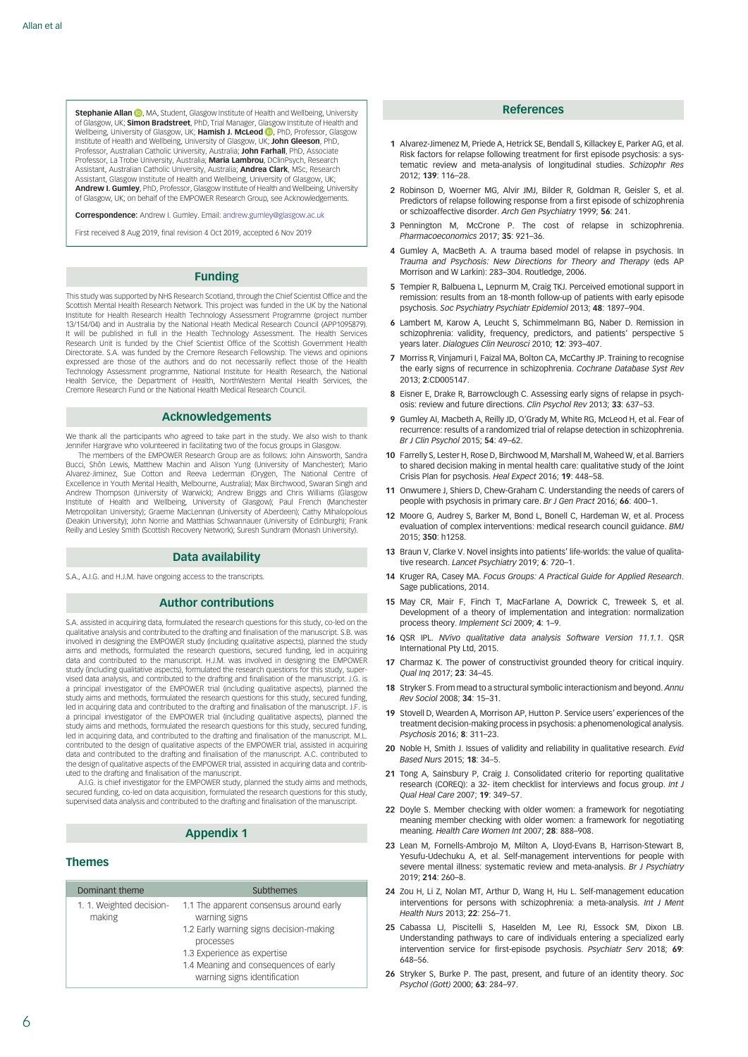**Stephanie Allan**, MA, Student, Glasgow Institute of Health and Wellbeing, University of Glasgow, UK; **Simon Bradstreet**, PhD, Trial Manager, Glasgow Institute of Health and Wellbeing, University of Glasgow, UK; **Hamish J. McLeod**, PhD, Professor, Glasgow Institute of Health and Wellbeing, University of Glasgow, UK; **John Gleeson**, PhD, Professor, Australian Catholic University, Australia; **John Farhall**, PhD, Associate Professor, La Trobe University, Australia; **Maria Lambrou**, DClinPsych, Research Assistant, Australian Catholic University, Australia; **Andrea Clark**, MSc, Research Assistant, Glasgow Institute of Health and Wellbeing, University of Glasgow, UK; **Andrew I. Gumley**, PhD, Professor, Glasgow Institute of Health and Wellbeing, University of Glasgow, UK; on behalf of the EMPOWER Research Group, see Acknowledgements.

**Correspondence:** Andrew I. Gumley. Email: andrew.gumley@glasgow.ac.uk

First received 8 Aug 2019, final revision 4 Oct 2019, accepted 6 Nov 2019

## Funding

This study was supported by NHS Research Scotland, through the Chief Scientist Office and the Scottish Mental Health Research Network. This project was funded in the UK by the National Institute for Health Research Health Technology Assessment Programme (project number 13/154/04) and in Australia by the National Heath Medical Research Council (APP1095879). It will be published in full in the Health Technology Assessment. The Health Services Research Unit is funded by the Chief Scientist Office of the Scottish Government Health Directorate. S.A. was funded by the Cremore Research Fellowship. The views and opinions expressed are those of the authors and do not necessarily reflect those of the Health Technology Assessment programme, National Institute for Health Research, the National Health Service, the Department of Health, NorthWestern Mental Health Services, the Cremore Research Fund or the National Health Medical Research Council.

## Acknowledgements

We thank all the participants who agreed to take part in the study. We also wish to thank Jennifer Hargrave who volunteered in facilitating two of the focus groups in Glasgow.

The members of the EMPOWER Research Group are as follows: John Ainsworth, Sandra Bucci, Shôn Lewis, Matthew Machin and Alison Yung (University of Manchester); Mario Alvarez-Jiminez, Sue Cotton and Reeva Lederman (Orygen, The National Centre of Excellence in Youth Mental Health, Melbourne, Australia); Max Birchwood, Swaran Singh and Andrew Thompson (University of Warwick); Andrew Briggs and Chris Williams (Glasgow Institute of Health and Wellbeing, University of Glasgow); Paul French (Manchester Metropolitan University); Graeme MacLennan (University of Aberdeen); Cathy Mihalopolous (Deakin University); John Norrie and Matthias Schwannauer (University of Edinburgh); Frank Reilly and Lesley Smith (Scottish Recovery Network); Suresh Sundram (Monash University).

## Data availability

S.A., A.I.G. and H.J.M. have ongoing access to the transcripts.

## Author contributions

S.A. assisted in acquiring data, formulated the research questions for this study, co-led on the qualitative analysis and contributed to the drafting and finalisation of the manuscript. S.B. was involved in designing the EMPOWER study (including qualitative aspects), planned the study aims and methods, formulated the research questions, secured funding, led in acquiring data and contributed to the manuscript. H.J.M. was involved in designing the EMPOWER study (including qualitative aspects), formulated the research questions for this study, supervised data analysis, and contributed to the drafting and finalisation of the manuscript. J.G. is a principal investigator of the EMPOWER trial (including qualitative aspects), planned the study aims and methods, formulated the research questions for this study, secured funding, led in acquiring data and contributed to the drafting and finalisation of the manuscript. J.F. is a principal investigator of the EMPOWER trial (including qualitative aspects), planned the study aims and methods, formulated the research questions for this study, secured funding, led in acquiring data, and contributed to the drafting and finalisation of the manuscript. M.L. contributed to the design of qualitative aspects of the EMPOWER trial, assisted in acquiring data and contributed to the drafting and finalisation of the manuscript. A.C. contributed to the design of qualitative aspects of the EMPOWER trial, assisted in acquiring data and contributed to the drafting and finalisation of the manuscript.

A.I.G. is chief investigator for the EMPOWER study, planned the study aims and methods, secured funding, co-led on data acquisition, formulated the research questions for this study, supervised data analysis and contributed to the drafting and finalisation of the manuscript.

## Appendix 1

### Themes

| Dominant theme | Subthemes |
|---|---|
| 1. 1. Weighted decision-making | 1.1 The apparent consensus around early warning signs<br>1.2 Early warning signs decision-making processes<br>1.3 Experience as expertise<br>1.4 Meaning and consequences of early warning signs identification |

## References

1 Alvarez-Jimenez M, Priede A, Hetrick SE, Bendall S, Killackey E, Parker AG, et al. Risk factors for relapse following treatment for first episode psychosis: a systematic review and meta-analysis of longitudinal studies. *Schizophr Res* 2012; **139**: 116–28.

2 Robinson D, Woerner MG, Alvir JMJ, Bilder R, Goldman R, Geisler S, et al. Predictors of relapse following response from a first episode of schizophrenia or schizoaffective disorder. *Arch Gen Psychiatry* 1999; **56**: 241.

3 Pennington M, McCrone P. The cost of relapse in schizophrenia. *Pharmacoeconomics* 2017; **35**: 921–36.

4 Gumley A, MacBeth A. A trauma based model of relapse in psychosis. In *Trauma and Psychosis: New Directions for Theory and Therapy* (eds AP Morrison and W Larkin): 283–304. Routledge, 2006.

5 Tempier R, Balbuena L, Lepnurm M, Craig TKJ. Perceived emotional support in remission: results from an 18-month follow-up of patients with early episode psychosis. *Soc Psychiatry Psychiatr Epidemiol* 2013; **48**: 1897–904.

6 Lambert M, Karow A, Leucht S, Schimmelmann BG, Naber D. Remission in schizophrenia: validity, frequency, predictors, and patients' perspective 5 years later. *Dialogues Clin Neurosci* 2010; **12**: 393–407.

7 Morriss R, Vinjamuri I, Faizal MA, Bolton CA, McCarthy JP. Training to recognise the early signs of recurrence in schizophrenia. *Cochrane Database Syst Rev* 2013; **2**:CD005147.

8 Eisner E, Drake R, Barrowclough C. Assessing early signs of relapse in psychosis: review and future directions. *Clin Psychol Rev* 2013; **33**: 637–53.

9 Gumley AI, Macbeth A, Reilly JD, O'Grady M, White RG, McLeod H, et al. Fear of recurrence: results of a randomized trial of relapse detection in schizophrenia. *Br J Clin Psychol* 2015; **54**: 49–62.

10 Farrelly S, Lester H, Rose D, Birchwood M, Marshall M, Waheed W, et al. Barriers to shared decision making in mental health care: qualitative study of the Joint Crisis Plan for psychosis. *Heal Expect* 2016; **19**: 448–58.

11 Onwumere J, Shiers D, Chew-Graham C. Understanding the needs of carers of people with psychosis in primary care. *Br J Gen Pract* 2016; **66**: 400–1.

12 Moore G, Audrey S, Barker M, Bond L, Bonell C, Hardeman W, et al. Process evaluation of complex interventions: medical research council guidance. *BMJ* 2015; **350**: h1258.

13 Braun V, Clarke V. Novel insights into patients' life-worlds: the value of qualitative research. *Lancet Psychiatry* 2019; **6**: 720–1.

14 Kruger RA, Casey MA. *Focus Groups: A Practical Guide for Applied Research*. Sage publications, 2014.

15 May CR, Mair F, Finch T, MacFarlane A, Dowrick C, Treweek S, et al. Development of a theory of implementation and integration: normalization process theory. *Implement Sci* 2009; **4**: 1–9.

16 QSR IPL. *NVivo qualitative data analysis Software Version 11.1.1*. QSR International Pty Ltd, 2015.

17 Charmaz K. The power of constructivist grounded theory for critical inquiry. *Qual Inq* 2017; **23**: 34–45.

18 Stryker S. From mead to a structural symbolic interactionism and beyond. *Annu Rev Sociol* 2008; **34**: 15–31.

19 Stovell D, Wearden A, Morrison AP, Hutton P. Service users' experiences of the treatment decision-making process in psychosis: a phenomenological analysis. *Psychosis* 2016; **8**: 311–23.

20 Noble H, Smith J. Issues of validity and reliability in qualitative research. *Evid Based Nurs* 2015; **18**: 34–5.

21 Tong A, Sainsbury P, Craig J. Consolidated criterio for reporting qualitative research (COREQ): a 32- item checklist for interviews and focus group. *Int J Qual Heal Care* 2007; **19**: 349–57.

22 Doyle S. Member checking with older women: a framework for negotiating meaning member checking with older women: a framework for negotiating meaning. *Health Care Women Int* 2007; **28**: 888–908.

23 Lean M, Fornells-Ambrojo M, Milton A, Lloyd-Evans B, Harrison-Stewart B, Yesufu-Udechuku A, et al. Self-management interventions for people with severe mental illness: systematic review and meta-analysis. *Br J Psychiatry* 2019; **214**: 260–8.

24 Zou H, Li Z, Nolan MT, Arthur D, Wang H, Hu L. Self-management education interventions for persons with schizophrenia: a meta-analysis. *Int J Ment Health Nurs* 2013; **22**: 256–71.

25 Cabassa LJ, Piscitelli S, Haselden M, Lee RJ, Essock SM, Dixon LB. Understanding pathways to care of individuals entering a specialized early intervention service for first-episode psychosis. *Psychiatr Serv* 2018; **69**: 648–56.

26 Stryker S, Burke P. The past, present, and future of an identity theory. *Soc Psychol (Gott)* 2000; **63**: 284–97.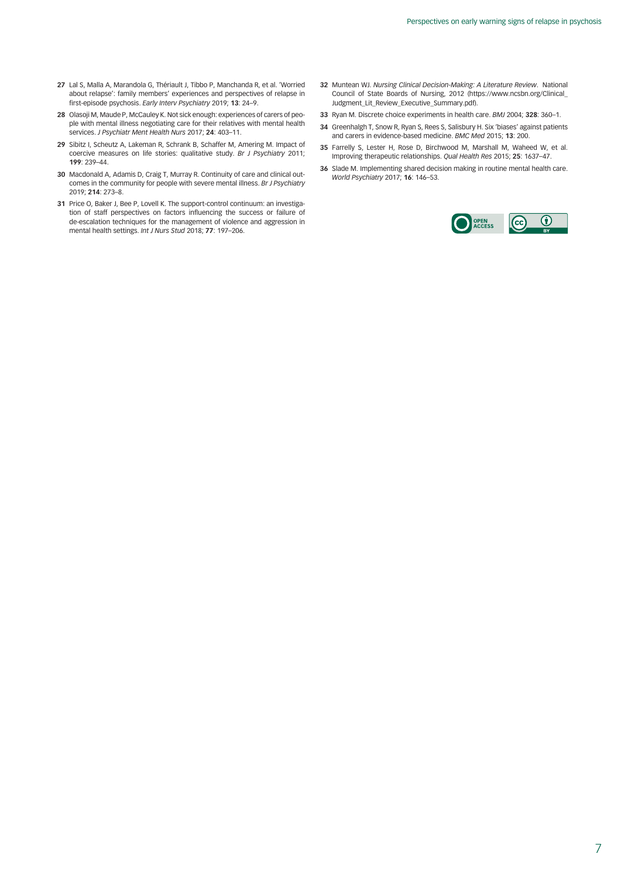27 Lal S, Malla A, Marandola G, Thériault J, Tibbo P, Manchanda R, et al. 'Worried about relapse': family members' experiences and perspectives of relapse in first-episode psychosis. *Early Interv Psychiatry* 2019; **13**: 24–9.

28 Olasoji M, Maude P, McCauley K. Not sick enough: experiences of carers of people with mental illness negotiating care for their relatives with mental health services. *J Psychiatr Ment Health Nurs* 2017; **24**: 403–11.

29 Sibitz I, Scheutz A, Lakeman R, Schrank B, Schaffer M, Amering M. Impact of coercive measures on life stories: qualitative study. *Br J Psychiatry* 2011; **199**: 239–44.

30 Macdonald A, Adamis D, Craig T, Murray R. Continuity of care and clinical outcomes in the community for people with severe mental illness. *Br J Psychiatry* 2019; **214**: 273–8.

31 Price O, Baker J, Bee P, Lovell K. The support-control continuum: an investigation of staff perspectives on factors influencing the success or failure of de-escalation techniques for the management of violence and aggression in mental health settings. *Int J Nurs Stud* 2018; **77**: 197–206.

32 Muntean WJ. *Nursing Clinical Decision-Making: A Literature Review*. National Council of State Boards of Nursing, 2012 (https://www.ncsbn.org/Clinical_Judgment_Lit_Review_Executive_Summary.pdf).

33 Ryan M. Discrete choice experiments in health care. *BMJ* 2004; **328**: 360–1.

34 Greenhalgh T, Snow R, Ryan S, Rees S, Salisbury H. Six 'biases' against patients and carers in evidence-based medicine. *BMC Med* 2015; **13**: 200.

35 Farrelly S, Lester H, Rose D, Birchwood M, Marshall M, Waheed W, et al. Improving therapeutic relationships. *Qual Health Res* 2015; **25**: 1637–47.

36 Slade M. Implementing shared decision making in routine mental health care. *World Psychiatry* 2017; **16**: 146–53.